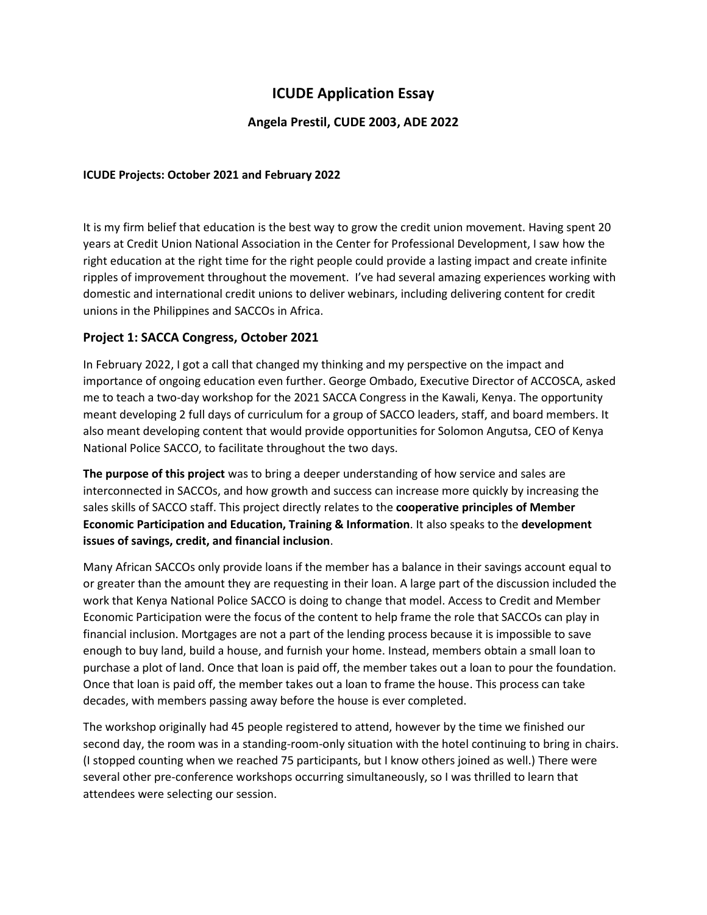# ICUDE Application Essay

## Angela Prestil, CUDE 2003, ADE 2022

**ICUDE Projects: October 2021 and February 2022**

It is my firm belief that education is the best way to grow the credit union movement. Having spent 20 years at Credit Union National Association in the Center for Professional Development, I saw how the right education at the right time for the right people could provide a lasting impact and create infinite ripples of improvement throughout the movement. I've had several amazing experiences working with domestic and international credit unions to deliver webinars, including delivering content for credit unions in the Philippines and SACCOs in Africa.

### Project 1: SACCA Congress, October 2021

In February 2022, I got a call that changed my thinking and my perspective on the impact and importance of ongoing education even further. George Ombado, Executive Director of ACCOSCA, asked me to teach a two-day workshop for the 2021 SACCA Congress in the Kawali, Kenya. The opportunity meant developing 2 full days of curriculum for a group of SACCO leaders, staff, and board members. It also meant developing content that would provide opportunities for Solomon Angutsa, CEO of Kenya National Police SACCO, to facilitate throughout the two days.

**The purpose of this project** was to bring a deeper understanding of how service and sales are interconnected in SACCOs, and how growth and success can increase more quickly by increasing the sales skills of SACCO staff. This project directly relates to the **cooperative principles of Member Economic Participation and Education, Training & Information**. It also speaks to the **development issues of savings, credit, and financial inclusion**.

Many African SACCOs only provide loans if the member has a balance in their savings account equal to or greater than the amount they are requesting in their loan. A large part of the discussion included the work that Kenya National Police SACCO is doing to change that model. Access to Credit and Member Economic Participation were the focus of the content to help frame the role that SACCOs can play in financial inclusion. Mortgages are not a part of the lending process because it is impossible to save enough to buy land, build a house, and furnish your home. Instead, members obtain a small loan to purchase a plot of land. Once that loan is paid off, the member takes out a loan to pour the foundation. Once that loan is paid off, the member takes out a loan to frame the house. This process can take decades, with members passing away before the house is ever completed.

The workshop originally had 45 people registered to attend, however by the time we finished our second day, the room was in a standing-room-only situation with the hotel continuing to bring in chairs. (I stopped counting when we reached 75 participants, but I know others joined as well.) There were several other pre-conference workshops occurring simultaneously, so I was thrilled to learn that attendees were selecting our session.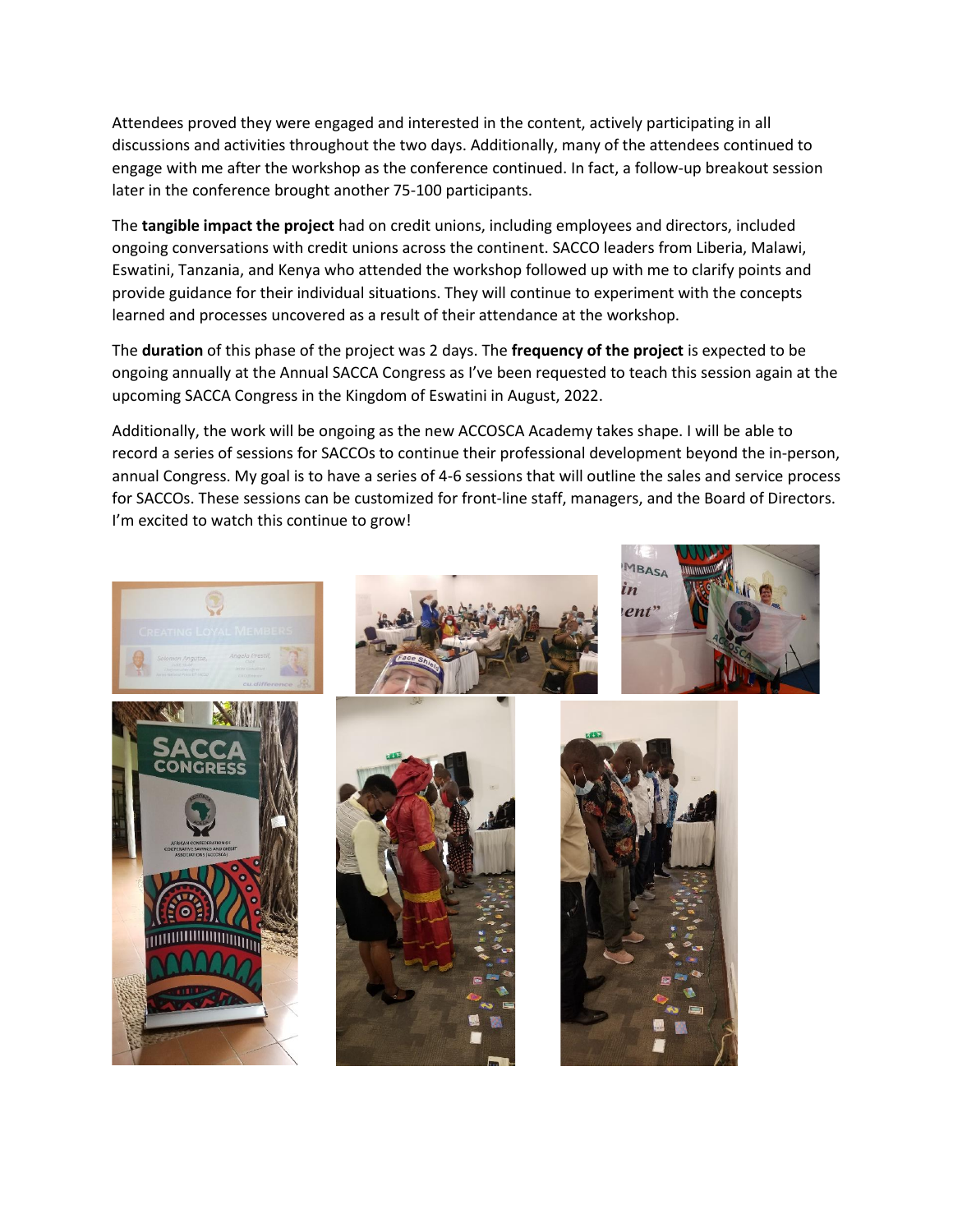Attendees proved they were engaged and interested in the content, actively participating in all discussions and activities throughout the two days. Additionally, many of the attendees continued to engage with me after the workshop as the conference continued. In fact, a follow-up breakout session later in the conference brought another 75-100 participants.

The **tangible impact the project** had on credit unions, including employees and directors, included ongoing conversations with credit unions across the continent. SACCO leaders from Liberia, Malawi, Eswatini, Tanzania, and Kenya who attended the workshop followed up with me to clarify points and provide guidance for their individual situations. They will continue to experiment with the concepts learned and processes uncovered as a result of their attendance at the workshop.

The **duration** of this phase of the project was 2 days. The **frequency of the project** is expected to be ongoing annually at the Annual SACCA Congress as I've been requested to teach this session again at the upcoming SACCA Congress in the Kingdom of Eswatini in August, 2022.

Additionally, the work will be ongoing as the new ACCOSCA Academy takes shape. I will be able to record a series of sessions for SACCOs to continue their professional development beyond the in-person, annual Congress. My goal is to have a series of 4-6 sessions that will outline the sales and service process for SACCOs. These sessions can be customized for front-line staff, managers, and the Board of Directors. I'm excited to watch this continue to grow!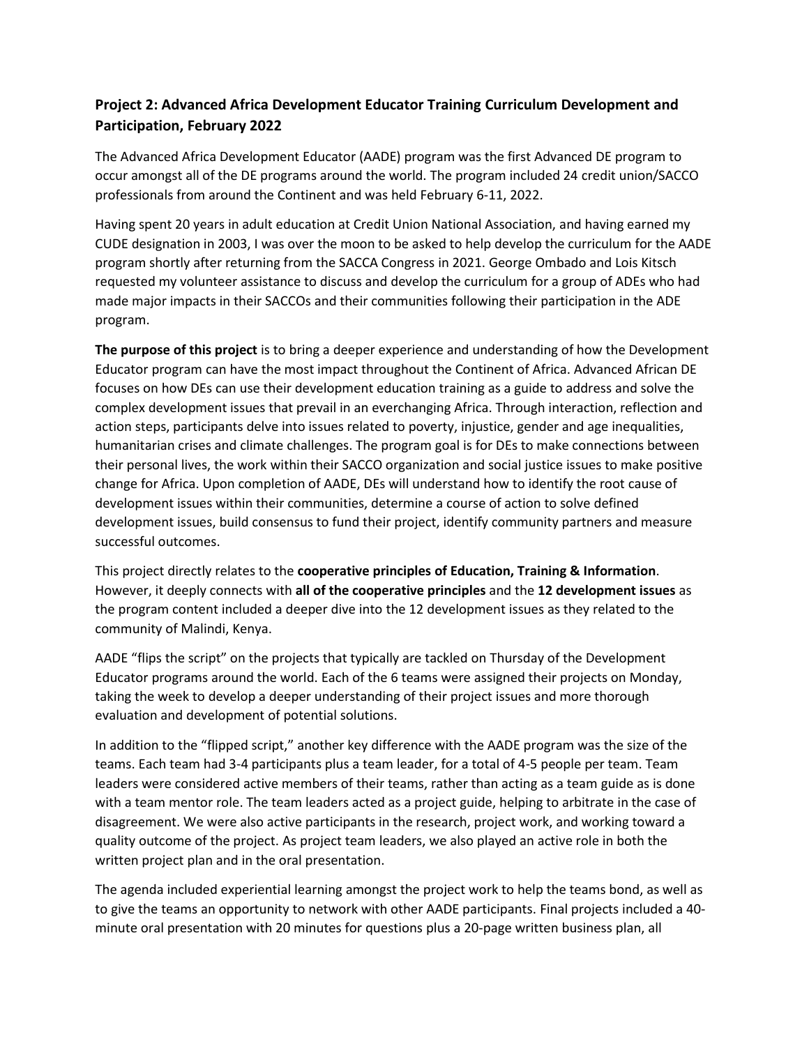### Project 2: Advanced Africa Development Educator Training Curriculum Development and Participation, February 2022

The Advanced Africa Development Educator (AADE) program was the first Advanced DE program to occur amongst all of the DE programs around the world. The program included 24 credit union/SACCO professionals from around the Continent and was held February 6-11, 2022.

Having spent 20 years in adult education at Credit Union National Association, and having earned my CUDE designation in 2003, I was over the moon to be asked to help develop the curriculum for the AADE program shortly after returning from the SACCA Congress in 2021. George Ombado and Lois Kitsch requested my volunteer assistance to discuss and develop the curriculum for a group of ADEs who had made major impacts in their SACCOs and their communities following their participation in the ADE program.

**The purpose of this project** is to bring a deeper experience and understanding of how the Development Educator program can have the most impact throughout the Continent of Africa. Advanced African DE focuses on how DEs can use their development education training as a guide to address and solve the complex development issues that prevail in an everchanging Africa. Through interaction, reflection and action steps, participants delve into issues related to poverty, injustice, gender and age inequalities, humanitarian crises and climate challenges. The program goal is for DEs to make connections between their personal lives, the work within their SACCO organization and social justice issues to make positive change for Africa. Upon completion of AADE, DEs will understand how to identify the root cause of development issues within their communities, determine a course of action to solve defined development issues, build consensus to fund their project, identify community partners and measure successful outcomes.

This project directly relates to the **cooperative principles of Education, Training & Information**. However, it deeply connects with **all of the cooperative principles** and the **12 development issues** as the program content included a deeper dive into the 12 development issues as they related to the community of Malindi, Kenya.

AADE "flips the script" on the projects that typically are tackled on Thursday of the Development Educator programs around the world. Each of the 6 teams were assigned their projects on Monday, taking the week to develop a deeper understanding of their project issues and more thorough evaluation and development of potential solutions.

In addition to the "flipped script," another key difference with the AADE program was the size of the teams. Each team had 3-4 participants plus a team leader, for a total of 4-5 people per team. Team leaders were considered active members of their teams, rather than acting as a team guide as is done with a team mentor role. The team leaders acted as a project guide, helping to arbitrate in the case of disagreement. We were also active participants in the research, project work, and working toward a quality outcome of the project. As project team leaders, we also played an active role in both the written project plan and in the oral presentation.

The agenda included experiential learning amongst the project work to help the teams bond, as well as to give the teams an opportunity to network with other AADE participants. Final projects included a 40-minute oral presentation with 20 minutes for questions plus a 20-page written business plan, all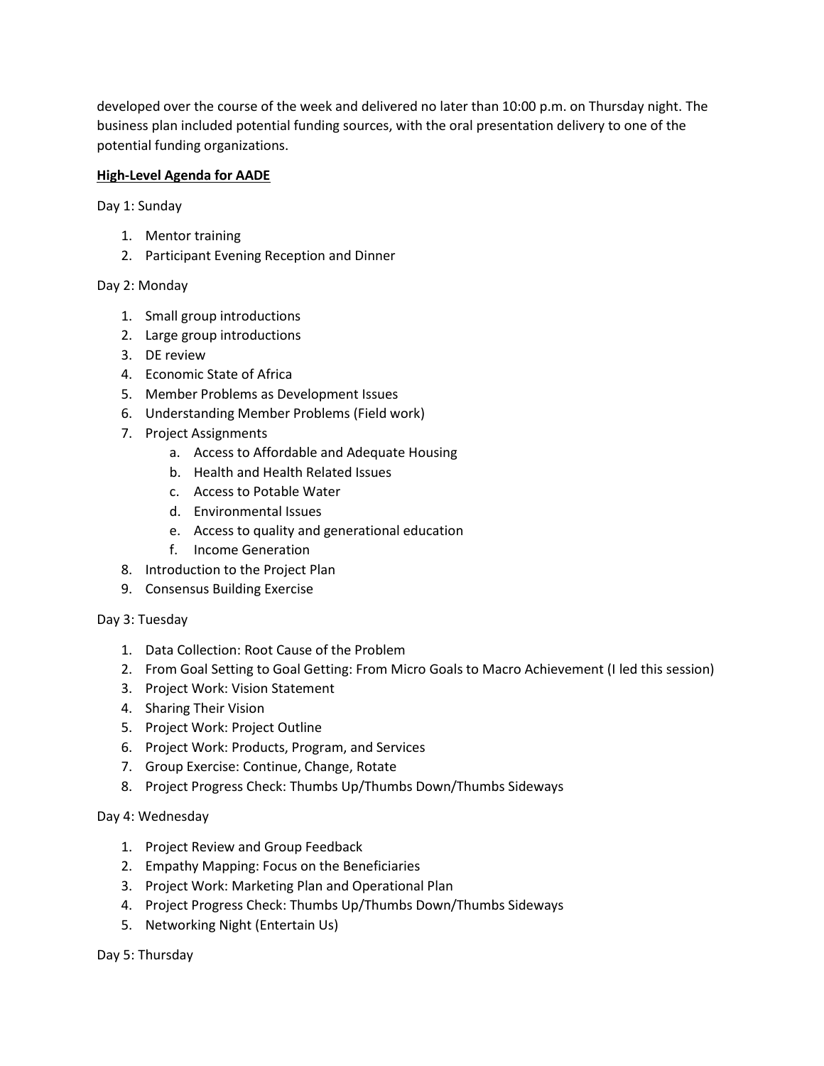developed over the course of the week and delivered no later than 10:00 p.m. on Thursday night. The business plan included potential funding sources, with the oral presentation delivery to one of the potential funding organizations.

**<u>High-Level Agenda for AADE</u>**

Day 1: Sunday

1. Mentor training
2. Participant Evening Reception and Dinner

Day 2: Monday

1. Small group introductions
2. Large group introductions
3. DE review
4. Economic State of Africa
5. Member Problems as Development Issues
6. Understanding Member Problems (Field work)
7. Project Assignments
    a. Access to Affordable and Adequate Housing
    b. Health and Health Related Issues
    c. Access to Potable Water
    d. Environmental Issues
    e. Access to quality and generational education
    f. Income Generation
8. Introduction to the Project Plan
9. Consensus Building Exercise

Day 3: Tuesday

1. Data Collection: Root Cause of the Problem
2. From Goal Setting to Goal Getting: From Micro Goals to Macro Achievement (I led this session)
3. Project Work: Vision Statement
4. Sharing Their Vision
5. Project Work: Project Outline
6. Project Work: Products, Program, and Services
7. Group Exercise: Continue, Change, Rotate
8. Project Progress Check: Thumbs Up/Thumbs Down/Thumbs Sideways

Day 4: Wednesday

1. Project Review and Group Feedback
2. Empathy Mapping: Focus on the Beneficiaries
3. Project Work: Marketing Plan and Operational Plan
4. Project Progress Check: Thumbs Up/Thumbs Down/Thumbs Sideways
5. Networking Night (Entertain Us)

Day 5: Thursday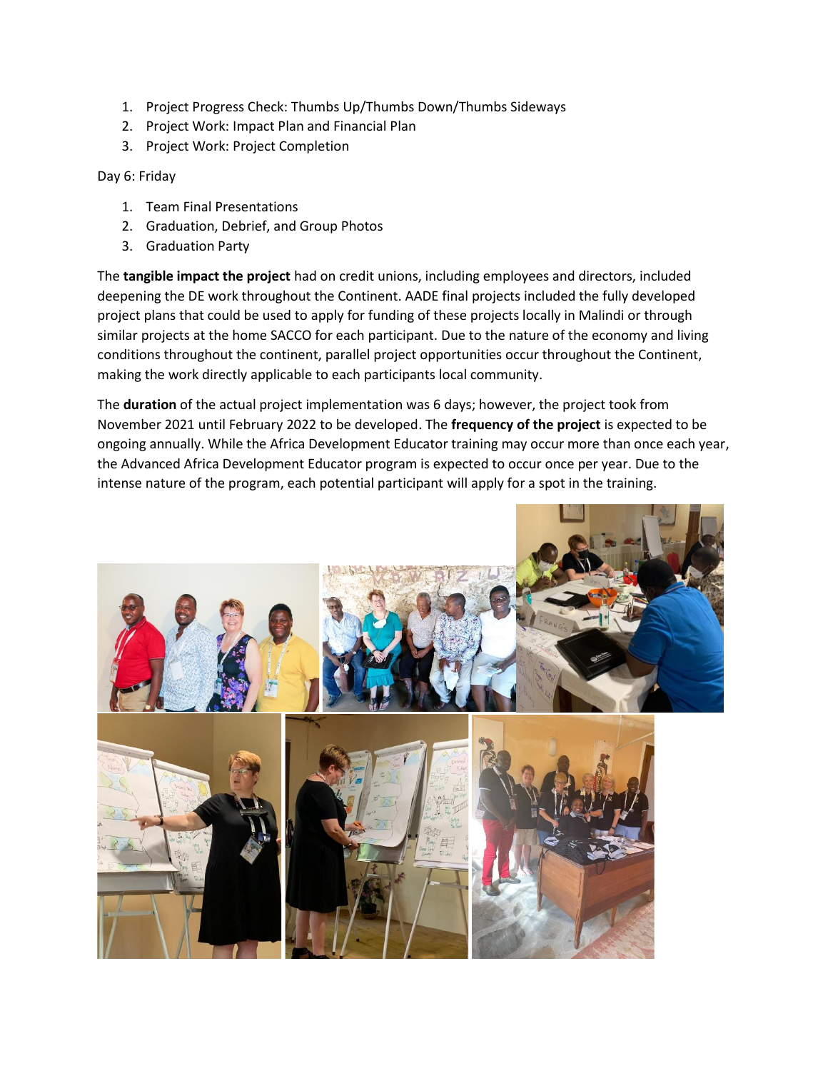1. Project Progress Check: Thumbs Up/Thumbs Down/Thumbs Sideways
2. Project Work: Impact Plan and Financial Plan
3. Project Work: Project Completion

Day 6: Friday

1. Team Final Presentations
2. Graduation, Debrief, and Group Photos
3. Graduation Party

The **tangible impact the project** had on credit unions, including employees and directors, included deepening the DE work throughout the Continent. AADE final projects included the fully developed project plans that could be used to apply for funding of these projects locally in Malindi or through similar projects at the home SACCO for each participant. Due to the nature of the economy and living conditions throughout the continent, parallel project opportunities occur throughout the Continent, making the work directly applicable to each participants local community.

The **duration** of the actual project implementation was 6 days; however, the project took from November 2021 until February 2022 to be developed. The **frequency of the project** is expected to be ongoing annually. While the Africa Development Educator training may occur more than once each year, the Advanced Africa Development Educator program is expected to occur once per year. Due to the intense nature of the program, each potential participant will apply for a spot in the training.